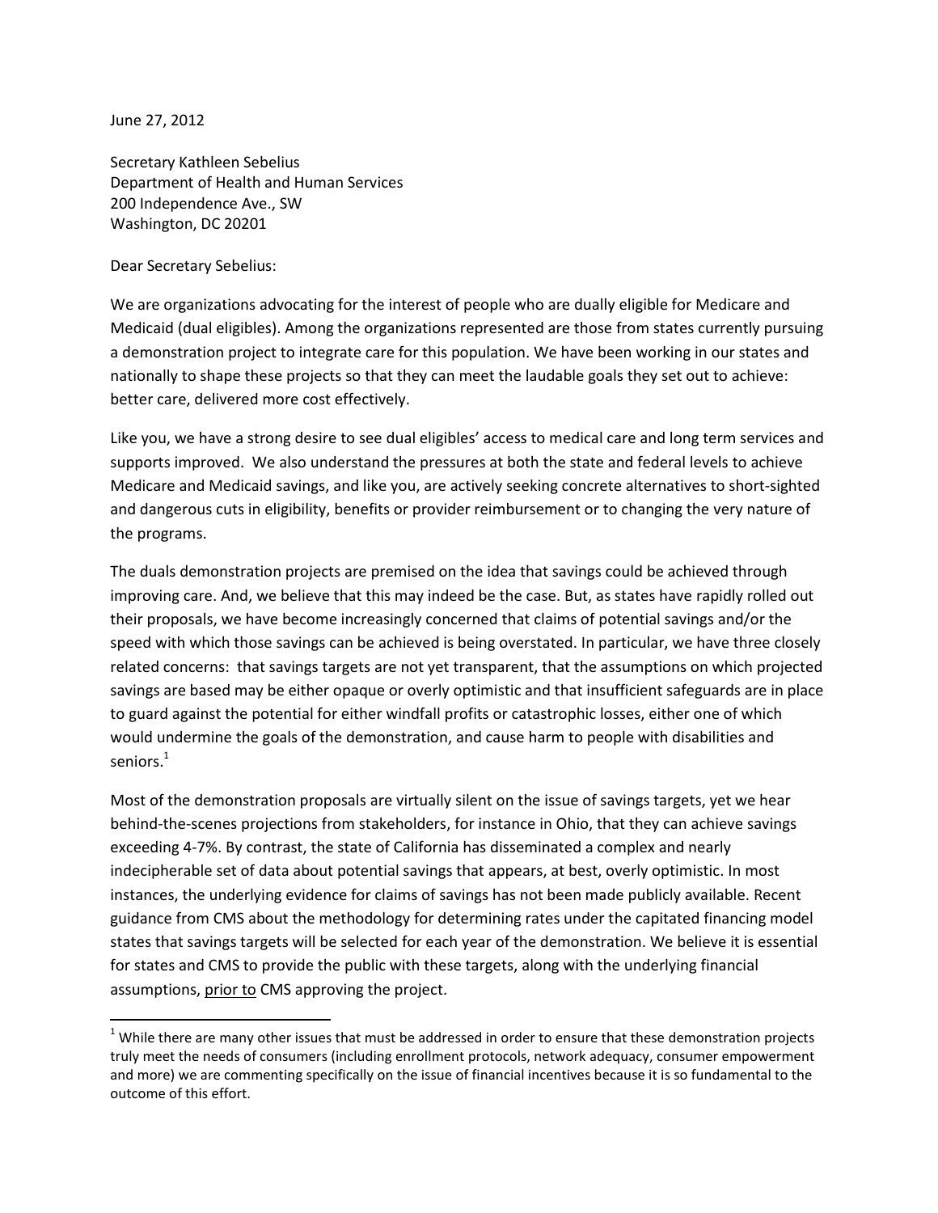June 27, 2012

Secretary Kathleen Sebelius
Department of Health and Human Services
200 Independence Ave., SW
Washington, DC 20201

Dear Secretary Sebelius:

We are organizations advocating for the interest of people who are dually eligible for Medicare and Medicaid (dual eligibles). Among the organizations represented are those from states currently pursuing a demonstration project to integrate care for this population. We have been working in our states and nationally to shape these projects so that they can meet the laudable goals they set out to achieve: better care, delivered more cost effectively.

Like you, we have a strong desire to see dual eligibles' access to medical care and long term services and supports improved. We also understand the pressures at both the state and federal levels to achieve Medicare and Medicaid savings, and like you, are actively seeking concrete alternatives to short-sighted and dangerous cuts in eligibility, benefits or provider reimbursement or to changing the very nature of the programs.

The duals demonstration projects are premised on the idea that savings could be achieved through improving care. And, we believe that this may indeed be the case. But, as states have rapidly rolled out their proposals, we have become increasingly concerned that claims of potential savings and/or the speed with which those savings can be achieved is being overstated. In particular, we have three closely related concerns: that savings targets are not yet transparent, that the assumptions on which projected savings are based may be either opaque or overly optimistic and that insufficient safeguards are in place to guard against the potential for either windfall profits or catastrophic losses, either one of which would undermine the goals of the demonstration, and cause harm to people with disabilities and seniors.[1]

Most of the demonstration proposals are virtually silent on the issue of savings targets, yet we hear behind-the-scenes projections from stakeholders, for instance in Ohio, that they can achieve savings exceeding 4-7%. By contrast, the state of California has disseminated a complex and nearly indecipherable set of data about potential savings that appears, at best, overly optimistic. In most instances, the underlying evidence for claims of savings has not been made publicly available. Recent guidance from CMS about the methodology for determining rates under the capitated financing model states that savings targets will be selected for each year of the demonstration. We believe it is essential for states and CMS to provide the public with these targets, along with the underlying financial assumptions, <u>prior to</u> CMS approving the project.

[1] While there are many other issues that must be addressed in order to ensure that these demonstration projects truly meet the needs of consumers (including enrollment protocols, network adequacy, consumer empowerment and more) we are commenting specifically on the issue of financial incentives because it is so fundamental to the outcome of this effort.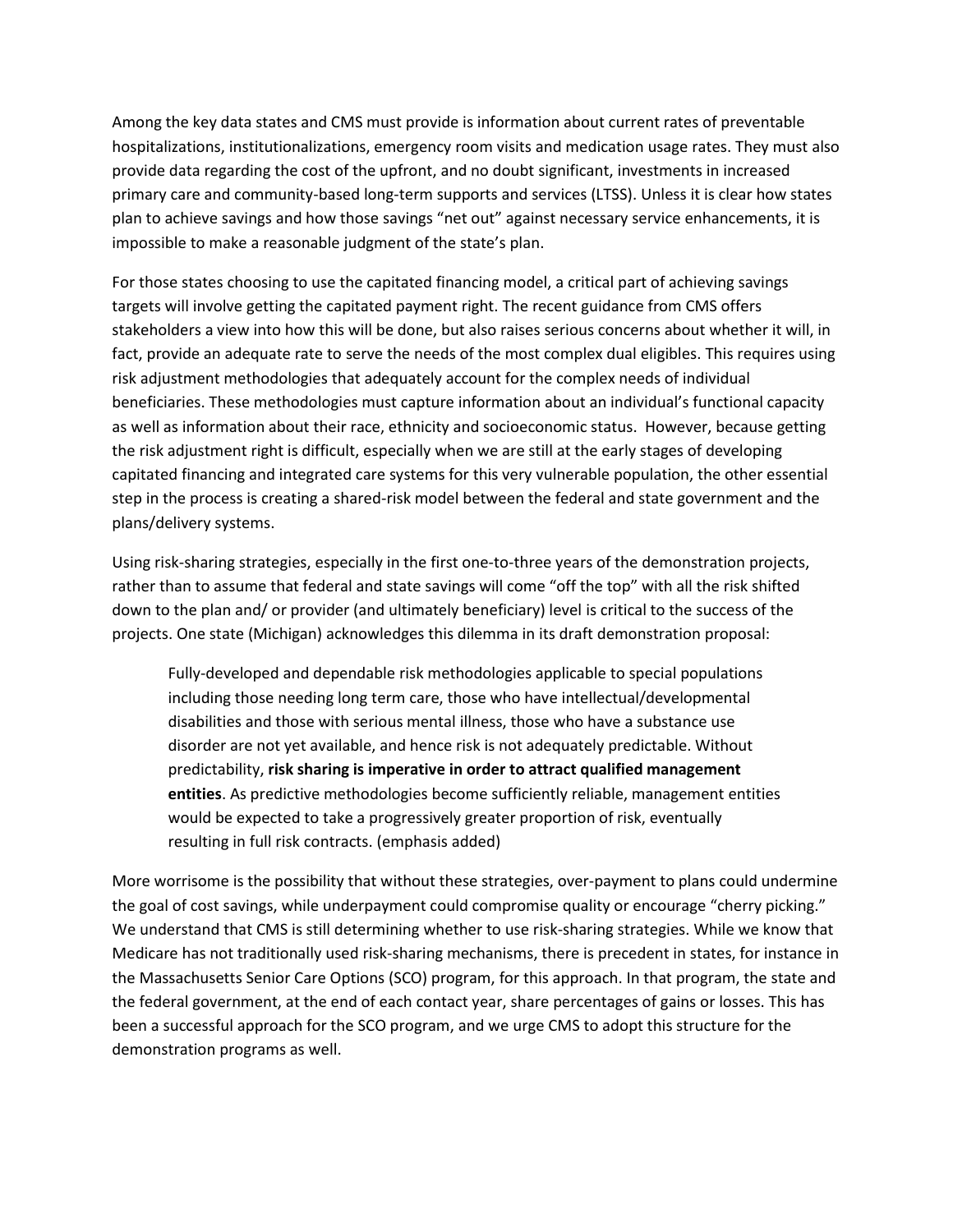Among the key data states and CMS must provide is information about current rates of preventable hospitalizations, institutionalizations, emergency room visits and medication usage rates. They must also provide data regarding the cost of the upfront, and no doubt significant, investments in increased primary care and community-based long-term supports and services (LTSS). Unless it is clear how states plan to achieve savings and how those savings "net out" against necessary service enhancements, it is impossible to make a reasonable judgment of the state's plan.

For those states choosing to use the capitated financing model, a critical part of achieving savings targets will involve getting the capitated payment right. The recent guidance from CMS offers stakeholders a view into how this will be done, but also raises serious concerns about whether it will, in fact, provide an adequate rate to serve the needs of the most complex dual eligibles. This requires using risk adjustment methodologies that adequately account for the complex needs of individual beneficiaries. These methodologies must capture information about an individual's functional capacity as well as information about their race, ethnicity and socioeconomic status. However, because getting the risk adjustment right is difficult, especially when we are still at the early stages of developing capitated financing and integrated care systems for this very vulnerable population, the other essential step in the process is creating a shared-risk model between the federal and state government and the plans/delivery systems.

Using risk-sharing strategies, especially in the first one-to-three years of the demonstration projects, rather than to assume that federal and state savings will come "off the top" with all the risk shifted down to the plan and/ or provider (and ultimately beneficiary) level is critical to the success of the projects. One state (Michigan) acknowledges this dilemma in its draft demonstration proposal:

> Fully-developed and dependable risk methodologies applicable to special populations including those needing long term care, those who have intellectual/developmental disabilities and those with serious mental illness, those who have a substance use disorder are not yet available, and hence risk is not adequately predictable. Without predictability, **risk sharing is imperative in order to attract qualified management entities**. As predictive methodologies become sufficiently reliable, management entities would be expected to take a progressively greater proportion of risk, eventually resulting in full risk contracts. (emphasis added)

More worrisome is the possibility that without these strategies, over-payment to plans could undermine the goal of cost savings, while underpayment could compromise quality or encourage "cherry picking." We understand that CMS is still determining whether to use risk-sharing strategies. While we know that Medicare has not traditionally used risk-sharing mechanisms, there is precedent in states, for instance in the Massachusetts Senior Care Options (SCO) program, for this approach. In that program, the state and the federal government, at the end of each contact year, share percentages of gains or losses. This has been a successful approach for the SCO program, and we urge CMS to adopt this structure for the demonstration programs as well.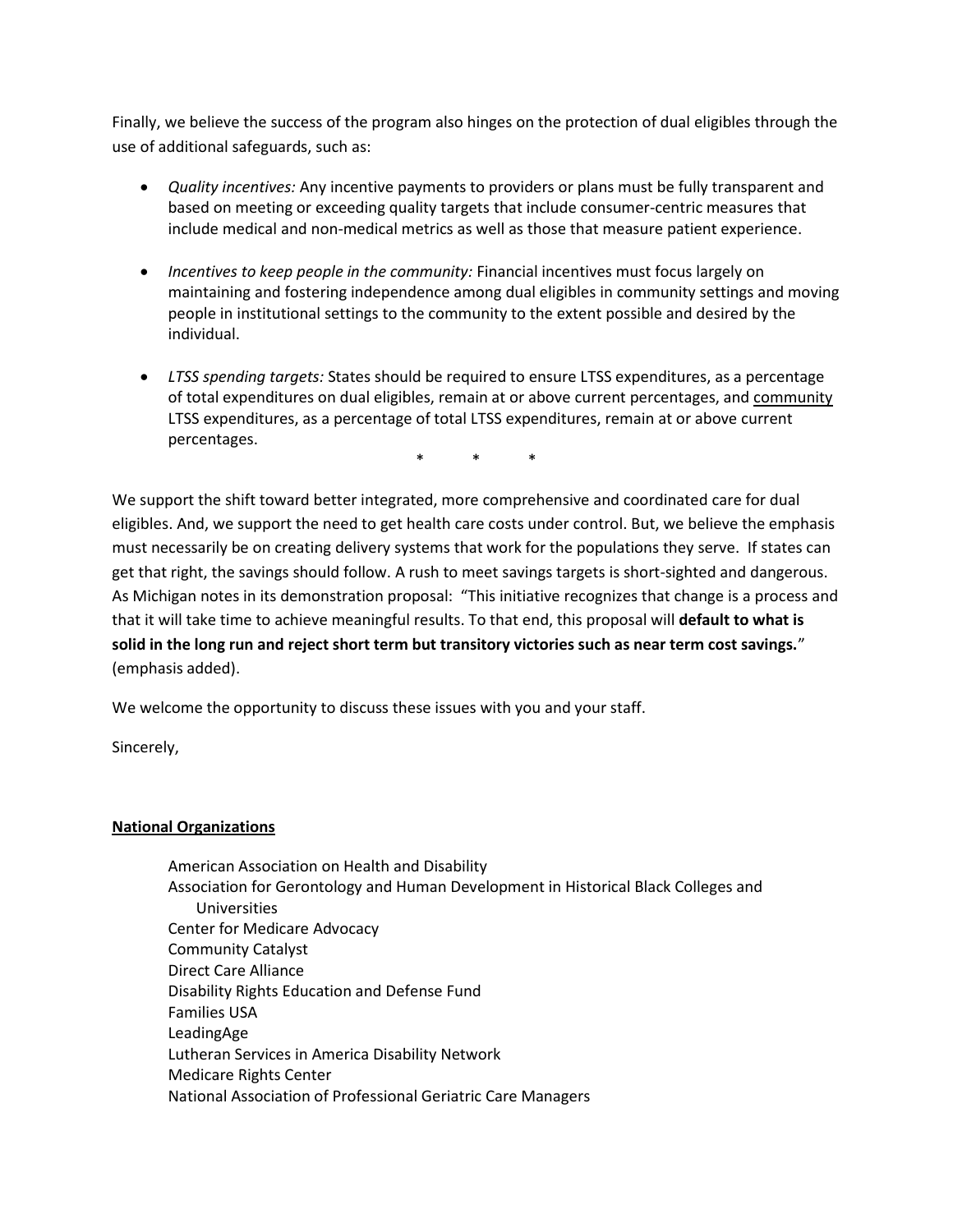Finally, we believe the success of the program also hinges on the protection of dual eligibles through the use of additional safeguards, such as:

- *Quality incentives:* Any incentive payments to providers or plans must be fully transparent and based on meeting or exceeding quality targets that include consumer-centric measures that include medical and non-medical metrics as well as those that measure patient experience.

- *Incentives to keep people in the community:* Financial incentives must focus largely on maintaining and fostering independence among dual eligibles in community settings and moving people in institutional settings to the community to the extent possible and desired by the individual.

- *LTSS spending targets:* States should be required to ensure LTSS expenditures, as a percentage of total expenditures on dual eligibles, remain at or above current percentages, and <u>community</u> LTSS expenditures, as a percentage of total LTSS expenditures, remain at or above current percentages.

\* \* \*

We support the shift toward better integrated, more comprehensive and coordinated care for dual eligibles. And, we support the need to get health care costs under control. But, we believe the emphasis must necessarily be on creating delivery systems that work for the populations they serve. If states can get that right, the savings should follow. A rush to meet savings targets is short-sighted and dangerous. As Michigan notes in its demonstration proposal: "This initiative recognizes that change is a process and that it will take time to achieve meaningful results. To that end, this proposal will **default to what is solid in the long run and reject short term but transitory victories such as near term cost savings.**" (emphasis added).

We welcome the opportunity to discuss these issues with you and your staff.

Sincerely,

**<u>National Organizations</u>**

American Association on Health and Disability
Association for Gerontology and Human Development in Historical Black Colleges and Universities
Center for Medicare Advocacy
Community Catalyst
Direct Care Alliance
Disability Rights Education and Defense Fund
Families USA
LeadingAge
Lutheran Services in America Disability Network
Medicare Rights Center
National Association of Professional Geriatric Care Managers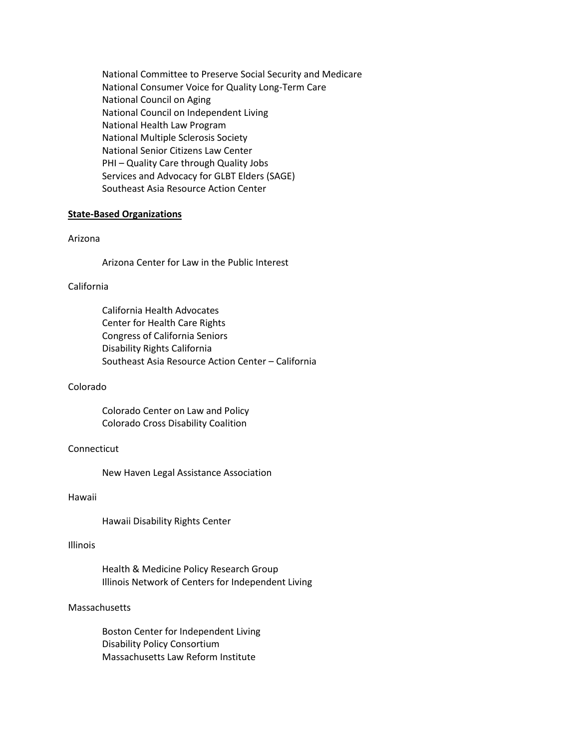National Committee to Preserve Social Security and Medicare
National Consumer Voice for Quality Long-Term Care
National Council on Aging
National Council on Independent Living
National Health Law Program
National Multiple Sclerosis Society
National Senior Citizens Law Center
PHI – Quality Care through Quality Jobs
Services and Advocacy for GLBT Elders (SAGE)
Southeast Asia Resource Action Center

**State-Based Organizations**

Arizona

Arizona Center for Law in the Public Interest

California

California Health Advocates
Center for Health Care Rights
Congress of California Seniors
Disability Rights California
Southeast Asia Resource Action Center – California

Colorado

Colorado Center on Law and Policy
Colorado Cross Disability Coalition

Connecticut

New Haven Legal Assistance Association

Hawaii

Hawaii Disability Rights Center

Illinois

Health & Medicine Policy Research Group
Illinois Network of Centers for Independent Living

Massachusetts

Boston Center for Independent Living
Disability Policy Consortium
Massachusetts Law Reform Institute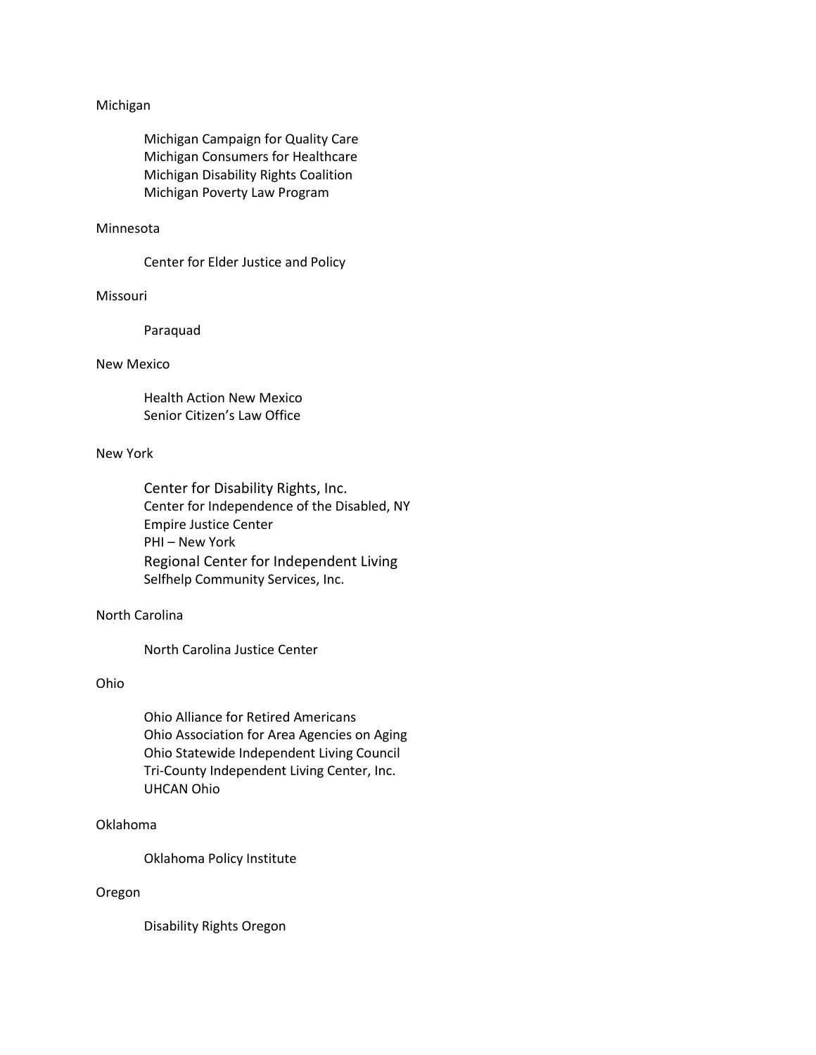Michigan

- Michigan Campaign for Quality Care
- Michigan Consumers for Healthcare
- Michigan Disability Rights Coalition
- Michigan Poverty Law Program

Minnesota

- Center for Elder Justice and Policy

Missouri

- Paraquad

New Mexico

- Health Action New Mexico
- Senior Citizen's Law Office

New York

- Center for Disability Rights, Inc.
- Center for Independence of the Disabled, NY
- Empire Justice Center
- PHI – New York
- Regional Center for Independent Living
- Selfhelp Community Services, Inc.

North Carolina

- North Carolina Justice Center

Ohio

- Ohio Alliance for Retired Americans
- Ohio Association for Area Agencies on Aging
- Ohio Statewide Independent Living Council
- Tri-County Independent Living Center, Inc.
- UHCAN Ohio

Oklahoma

- Oklahoma Policy Institute

Oregon

- Disability Rights Oregon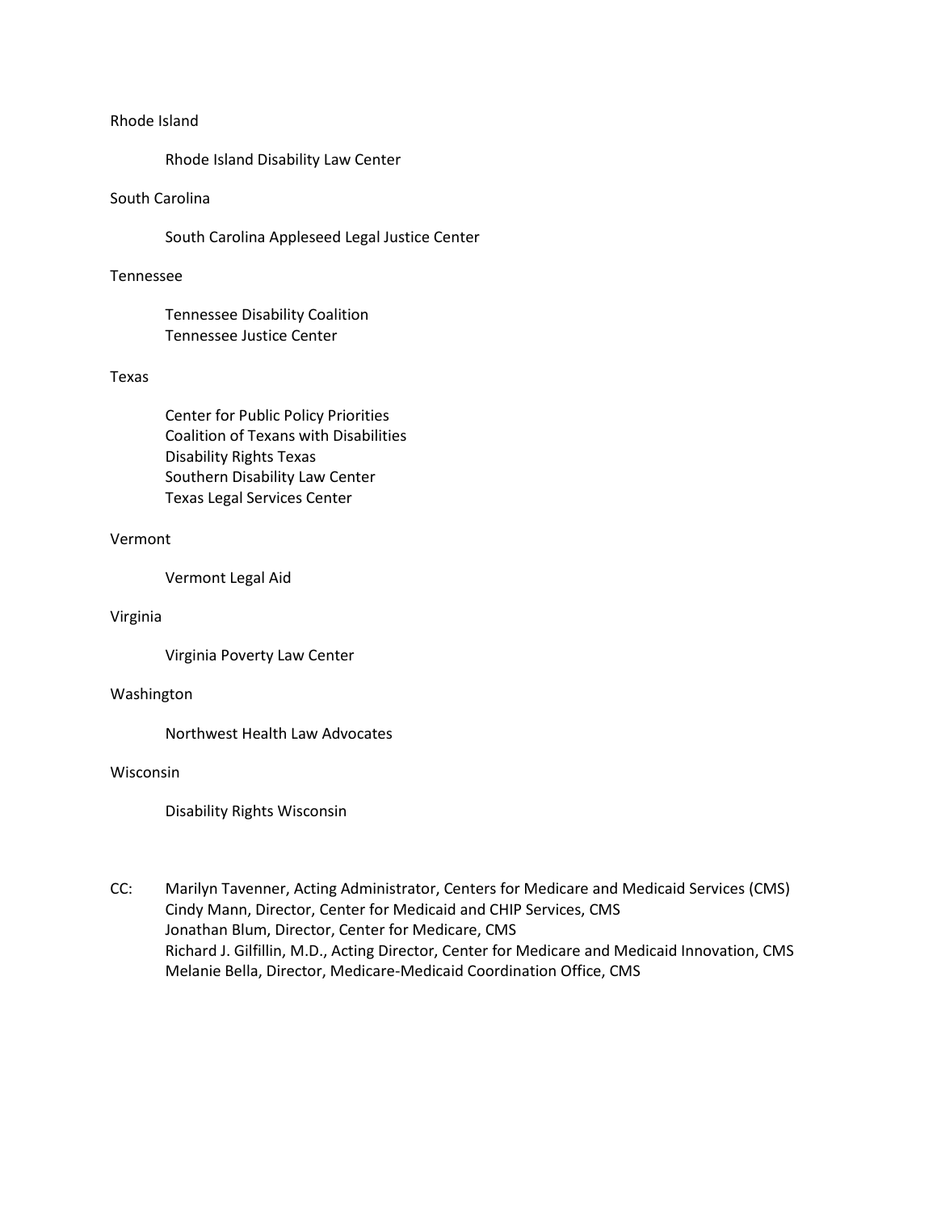Rhode Island

Rhode Island Disability Law Center

South Carolina

South Carolina Appleseed Legal Justice Center

Tennessee

Tennessee Disability Coalition
Tennessee Justice Center

Texas

Center for Public Policy Priorities
Coalition of Texans with Disabilities
Disability Rights Texas
Southern Disability Law Center
Texas Legal Services Center

Vermont

Vermont Legal Aid

Virginia

Virginia Poverty Law Center

Washington

Northwest Health Law Advocates

Wisconsin

Disability Rights Wisconsin

CC: Marilyn Tavenner, Acting Administrator, Centers for Medicare and Medicaid Services (CMS)
Cindy Mann, Director, Center for Medicaid and CHIP Services, CMS
Jonathan Blum, Director, Center for Medicare, CMS
Richard J. Gilfillin, M.D., Acting Director, Center for Medicare and Medicaid Innovation, CMS
Melanie Bella, Director, Medicare-Medicaid Coordination Office, CMS